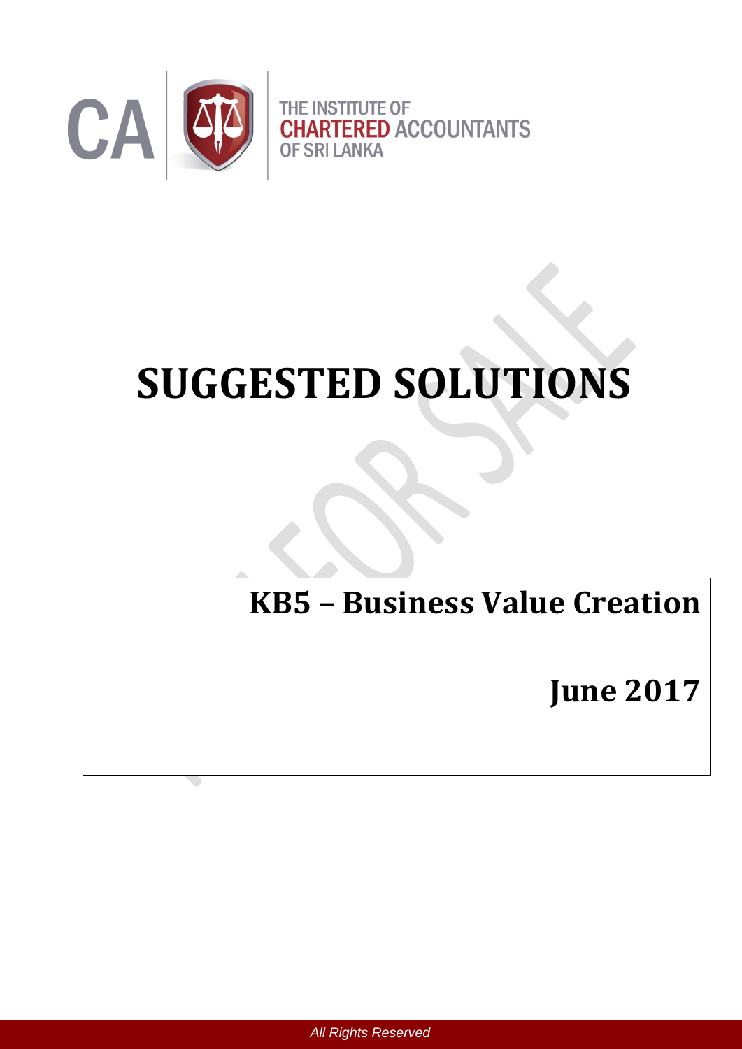THE INSTITUTE OF CHARTERED ACCOUNTANTS OF SRI LANKA

# SUGGESTED SOLUTIONS

## KB5 – Business Value Creation

## June 2017

All Rights Reserved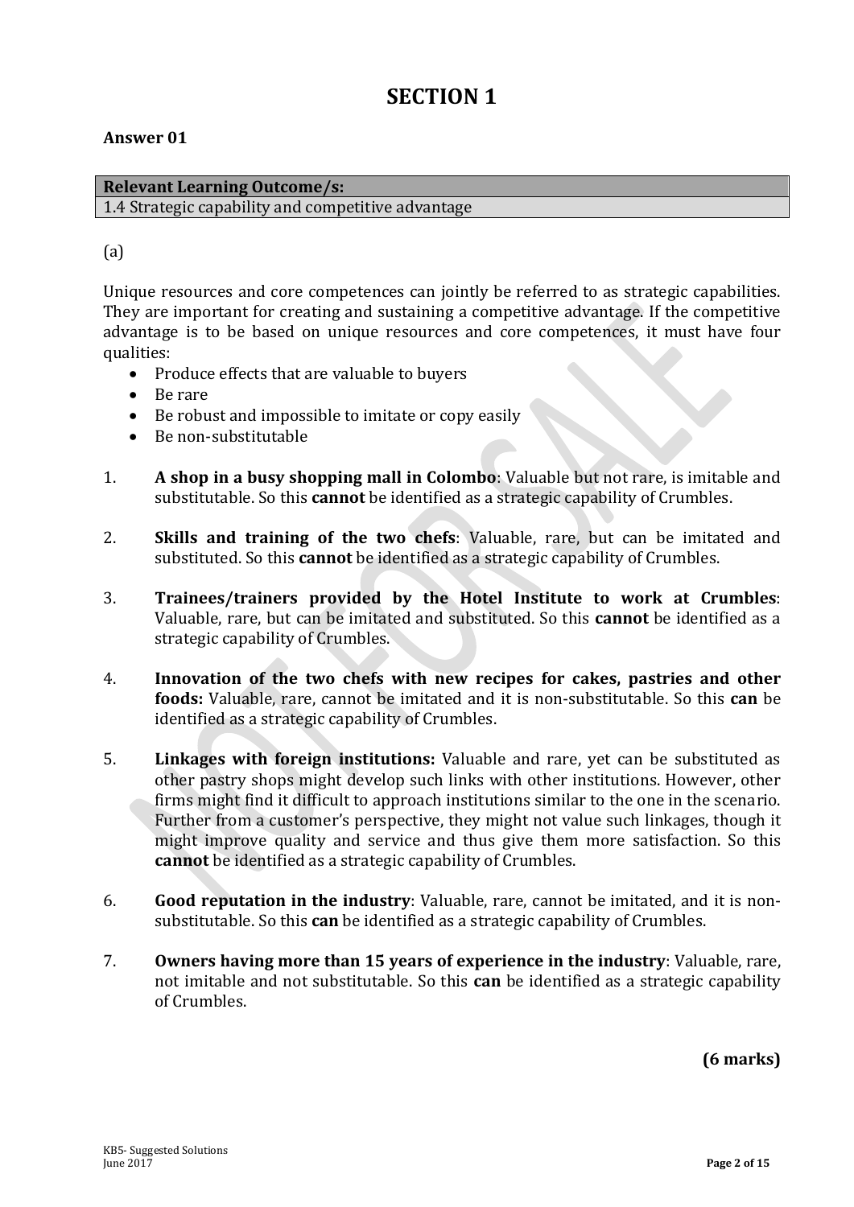# SECTION 1

**Answer 01**

| **Relevant Learning Outcome/s:** |
| --- |
| 1.4 Strategic capability and competitive advantage |

(a)

Unique resources and core competences can jointly be referred to as strategic capabilities. They are important for creating and sustaining a competitive advantage. If the competitive advantage is to be based on unique resources and core competences, it must have four qualities:

- Produce effects that are valuable to buyers
- Be rare
- Be robust and impossible to imitate or copy easily
- Be non-substitutable

1. **A shop in a busy shopping mall in Colombo**: Valuable but not rare, is imitable and substitutable. So this **cannot** be identified as a strategic capability of Crumbles.

2. **Skills and training of the two chefs**: Valuable, rare, but can be imitated and substituted. So this **cannot** be identified as a strategic capability of Crumbles.

3. **Trainees/trainers provided by the Hotel Institute to work at Crumbles**: Valuable, rare, but can be imitated and substituted. So this **cannot** be identified as a strategic capability of Crumbles.

4. **Innovation of the two chefs with new recipes for cakes, pastries and other foods:** Valuable, rare, cannot be imitated and it is non-substitutable. So this **can** be identified as a strategic capability of Crumbles.

5. **Linkages with foreign institutions:** Valuable and rare, yet can be substituted as other pastry shops might develop such links with other institutions. However, other firms might find it difficult to approach institutions similar to the one in the scenario. Further from a customer's perspective, they might not value such linkages, though it might improve quality and service and thus give them more satisfaction. So this **cannot** be identified as a strategic capability of Crumbles.

6. **Good reputation in the industry**: Valuable, rare, cannot be imitated, and it is non-substitutable. So this **can** be identified as a strategic capability of Crumbles.

7. **Owners having more than 15 years of experience in the industry**: Valuable, rare, not imitable and not substitutable. So this **can** be identified as a strategic capability of Crumbles.

**(6 marks)**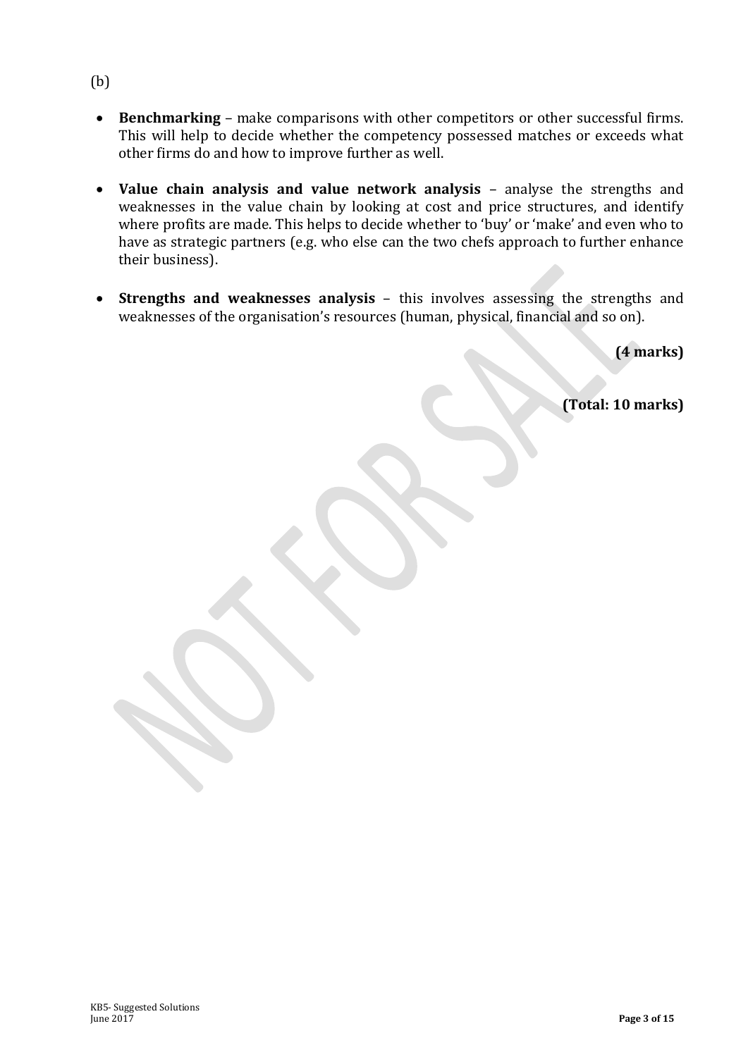(b)

- **Benchmarking** – make comparisons with other competitors or other successful firms. This will help to decide whether the competency possessed matches or exceeds what other firms do and how to improve further as well.

- **Value chain analysis and value network analysis** – analyse the strengths and weaknesses in the value chain by looking at cost and price structures, and identify where profits are made. This helps to decide whether to 'buy' or 'make' and even who to have as strategic partners (e.g. who else can the two chefs approach to further enhance their business).

- **Strengths and weaknesses analysis** – this involves assessing the strengths and weaknesses of the organisation's resources (human, physical, financial and so on).

**(4 marks)**

**(Total: 10 marks)**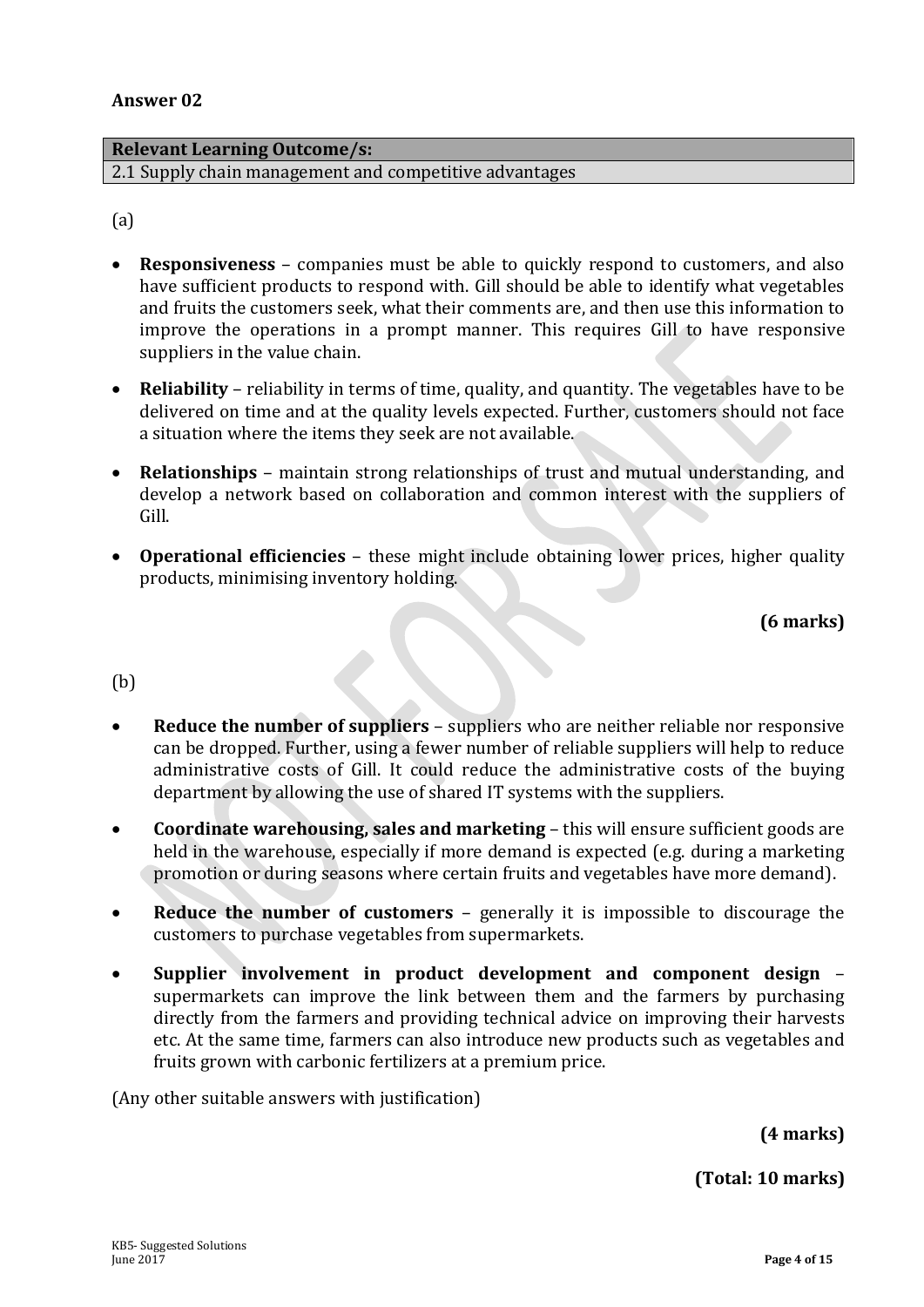**Answer 02**

| **Relevant Learning Outcome/s:** |
| --- |
| 2.1 Supply chain management and competitive advantages |

(a)

- **Responsiveness** – companies must be able to quickly respond to customers, and also have sufficient products to respond with. Gill should be able to identify what vegetables and fruits the customers seek, what their comments are, and then use this information to improve the operations in a prompt manner. This requires Gill to have responsive suppliers in the value chain.
- **Reliability** – reliability in terms of time, quality, and quantity. The vegetables have to be delivered on time and at the quality levels expected. Further, customers should not face a situation where the items they seek are not available.
- **Relationships** – maintain strong relationships of trust and mutual understanding, and develop a network based on collaboration and common interest with the suppliers of Gill.
- **Operational efficiencies** – these might include obtaining lower prices, higher quality products, minimising inventory holding.

**(6 marks)**

(b)

- **Reduce the number of suppliers** – suppliers who are neither reliable nor responsive can be dropped. Further, using a fewer number of reliable suppliers will help to reduce administrative costs of Gill. It could reduce the administrative costs of the buying department by allowing the use of shared IT systems with the suppliers.
- **Coordinate warehousing, sales and marketing** – this will ensure sufficient goods are held in the warehouse, especially if more demand is expected (e.g. during a marketing promotion or during seasons where certain fruits and vegetables have more demand).
- **Reduce the number of customers** – generally it is impossible to discourage the customers to purchase vegetables from supermarkets.
- **Supplier involvement in product development and component design** – supermarkets can improve the link between them and the farmers by purchasing directly from the farmers and providing technical advice on improving their harvests etc. At the same time, farmers can also introduce new products such as vegetables and fruits grown with carbonic fertilizers at a premium price.

(Any other suitable answers with justification)

**(4 marks)**

**(Total: 10 marks)**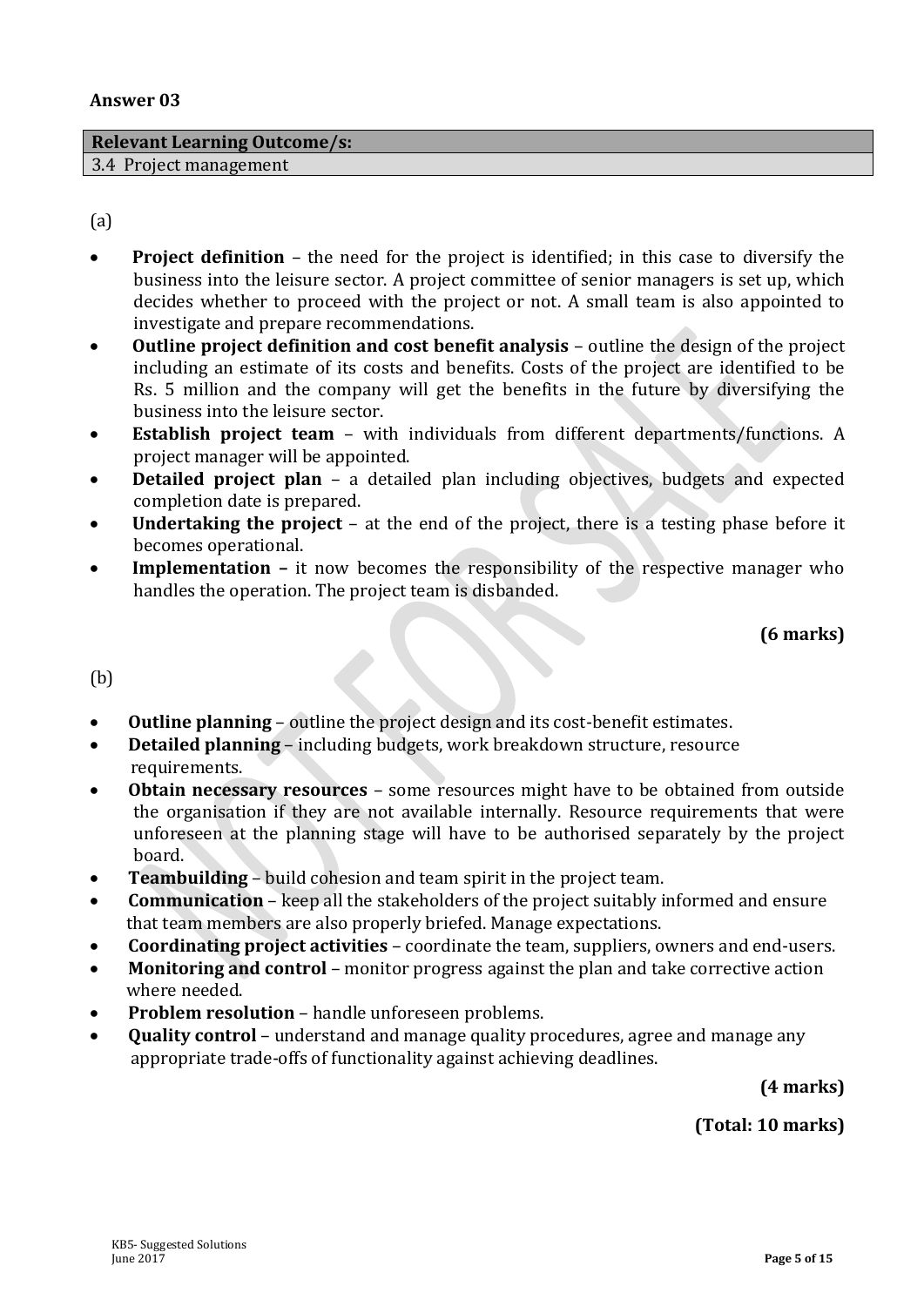## Answer 03

| Relevant Learning Outcome/s: |
|---|
| 3.4 Project management |

(a)

- **Project definition** – the need for the project is identified; in this case to diversify the business into the leisure sector. A project committee of senior managers is set up, which decides whether to proceed with the project or not. A small team is also appointed to investigate and prepare recommendations.
- **Outline project definition and cost benefit analysis** – outline the design of the project including an estimate of its costs and benefits. Costs of the project are identified to be Rs. 5 million and the company will get the benefits in the future by diversifying the business into the leisure sector.
- **Establish project team** – with individuals from different departments/functions. A project manager will be appointed.
- **Detailed project plan** – a detailed plan including objectives, budgets and expected completion date is prepared.
- **Undertaking the project** – at the end of the project, there is a testing phase before it becomes operational.
- **Implementation –** it now becomes the responsibility of the respective manager who handles the operation. The project team is disbanded.

**(6 marks)**

(b)

- **Outline planning** – outline the project design and its cost-benefit estimates.
- **Detailed planning** – including budgets, work breakdown structure, resource requirements.
- **Obtain necessary resources** – some resources might have to be obtained from outside the organisation if they are not available internally. Resource requirements that were unforeseen at the planning stage will have to be authorised separately by the project board.
- **Teambuilding** – build cohesion and team spirit in the project team.
- **Communication** – keep all the stakeholders of the project suitably informed and ensure that team members are also properly briefed. Manage expectations.
- **Coordinating project activities** – coordinate the team, suppliers, owners and end-users.
- **Monitoring and control** – monitor progress against the plan and take corrective action where needed.
- **Problem resolution** – handle unforeseen problems.
- **Quality control** – understand and manage quality procedures, agree and manage any appropriate trade-offs of functionality against achieving deadlines.

**(4 marks)**

**(Total: 10 marks)**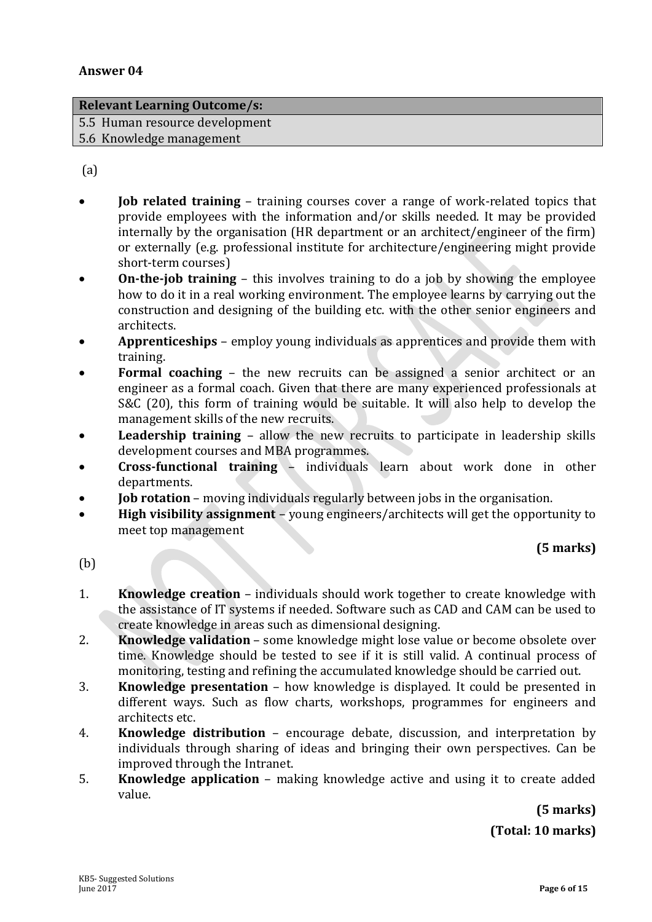**Answer 04**

| Relevant Learning Outcome/s: |
| --- |
| 5.5 Human resource development |
| 5.6 Knowledge management |

(a)

- **Job related training** – training courses cover a range of work-related topics that provide employees with the information and/or skills needed. It may be provided internally by the organisation (HR department or an architect/engineer of the firm) or externally (e.g. professional institute for architecture/engineering might provide short-term courses)
- **On-the-job training** – this involves training to do a job by showing the employee how to do it in a real working environment. The employee learns by carrying out the construction and designing of the building etc. with the other senior engineers and architects.
- **Apprenticeships** – employ young individuals as apprentices and provide them with training.
- **Formal coaching** – the new recruits can be assigned a senior architect or an engineer as a formal coach. Given that there are many experienced professionals at S&C (20), this form of training would be suitable. It will also help to develop the management skills of the new recruits.
- **Leadership training** – allow the new recruits to participate in leadership skills development courses and MBA programmes.
- **Cross-functional training** – individuals learn about work done in other departments.
- **Job rotation** – moving individuals regularly between jobs in the organisation.
- **High visibility assignment** – young engineers/architects will get the opportunity to meet top management

**(5 marks)**

(b)

1. **Knowledge creation** – individuals should work together to create knowledge with the assistance of IT systems if needed. Software such as CAD and CAM can be used to create knowledge in areas such as dimensional designing.
2. **Knowledge validation** – some knowledge might lose value or become obsolete over time. Knowledge should be tested to see if it is still valid. A continual process of monitoring, testing and refining the accumulated knowledge should be carried out.
3. **Knowledge presentation** – how knowledge is displayed. It could be presented in different ways. Such as flow charts, workshops, programmes for engineers and architects etc.
4. **Knowledge distribution** – encourage debate, discussion, and interpretation by individuals through sharing of ideas and bringing their own perspectives. Can be improved through the Intranet.
5. **Knowledge application** – making knowledge active and using it to create added value.

**(5 marks)**

**(Total: 10 marks)**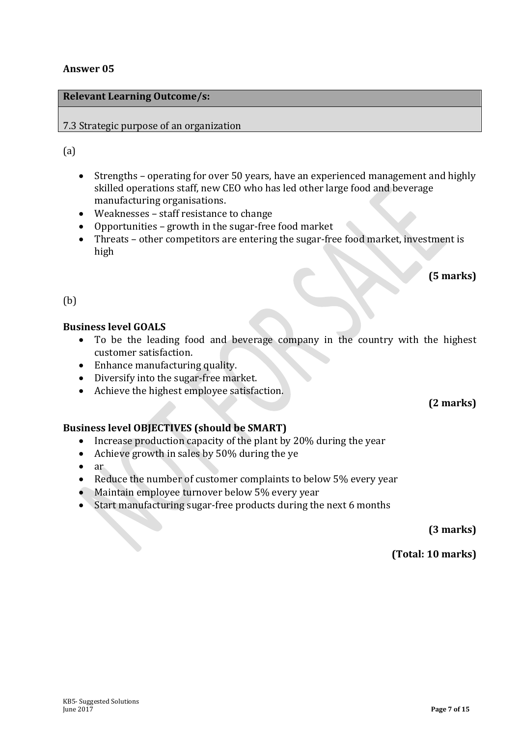## Answer 05

| Relevant Learning Outcome/s: |
| --- |
| 7.3 Strategic purpose of an organization |

(a)

- Strengths – operating for over 50 years, have an experienced management and highly skilled operations staff, new CEO who has led other large food and beverage manufacturing organisations.
- Weaknesses – staff resistance to change
- Opportunities – growth in the sugar-free food market
- Threats – other competitors are entering the sugar-free food market, investment is high

**(5 marks)**

(b)

**Business level GOALS**

- To be the leading food and beverage company in the country with the highest customer satisfaction.
- Enhance manufacturing quality.
- Diversify into the sugar-free market.
- Achieve the highest employee satisfaction.

**(2 marks)**

**Business level OBJECTIVES (should be SMART)**

- Increase production capacity of the plant by 20% during the year
- Achieve growth in sales by 50% during the ye
- ar
- Reduce the number of customer complaints to below 5% every year
- Maintain employee turnover below 5% every year
- Start manufacturing sugar-free products during the next 6 months

**(3 marks)**

**(Total: 10 marks)**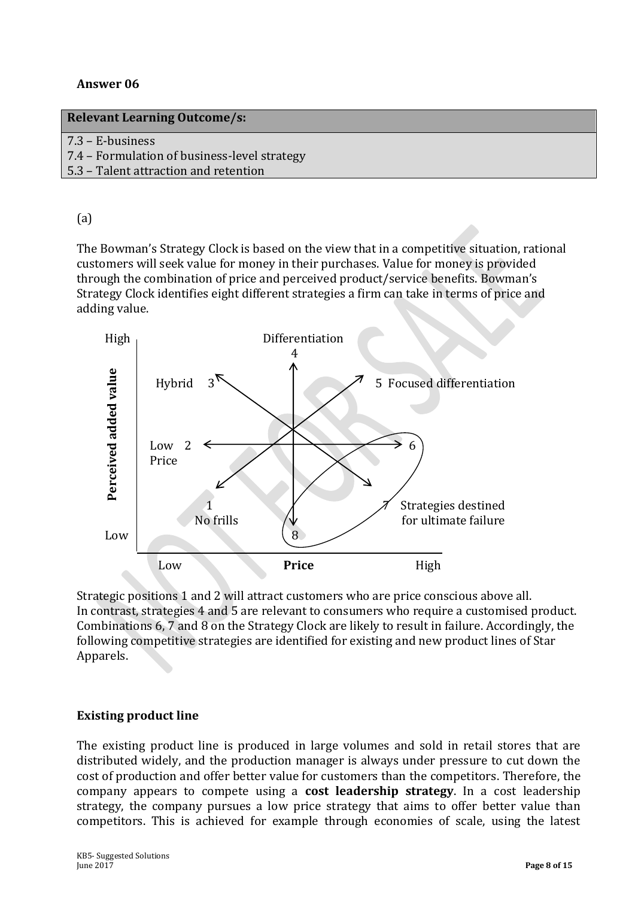**Answer 06**

| Relevant Learning Outcome/s: |
|---|
| 7.3 – E-business |
| 7.4 – Formulation of business-level strategy |
| 5.3 – Talent attraction and retention |

(a)

The Bowman's Strategy Clock is based on the view that in a competitive situation, rational customers will seek value for money in their purchases. Value for money is provided through the combination of price and perceived product/service benefits. Bowman's Strategy Clock identifies eight different strategies a firm can take in terms of price and adding value.

Perceived added value (Low – High) / Price (Low – High)

1 No frills
2 Low Price
3 Hybrid
4 Differentiation
5 Focused differentiation
6
7
8

Strategies destined for ultimate failure (6, 7, 8)

Strategic positions 1 and 2 will attract customers who are price conscious above all. In contrast, strategies 4 and 5 are relevant to consumers who require a customised product. Combinations 6, 7 and 8 on the Strategy Clock are likely to result in failure. Accordingly, the following competitive strategies are identified for existing and new product lines of Star Apparels.

**Existing product line**

The existing product line is produced in large volumes and sold in retail stores that are distributed widely, and the production manager is always under pressure to cut down the cost of production and offer better value for customers than the competitors. Therefore, the company appears to compete using a **cost leadership strategy**. In a cost leadership strategy, the company pursues a low price strategy that aims to offer better value than competitors. This is achieved for example through economies of scale, using the latest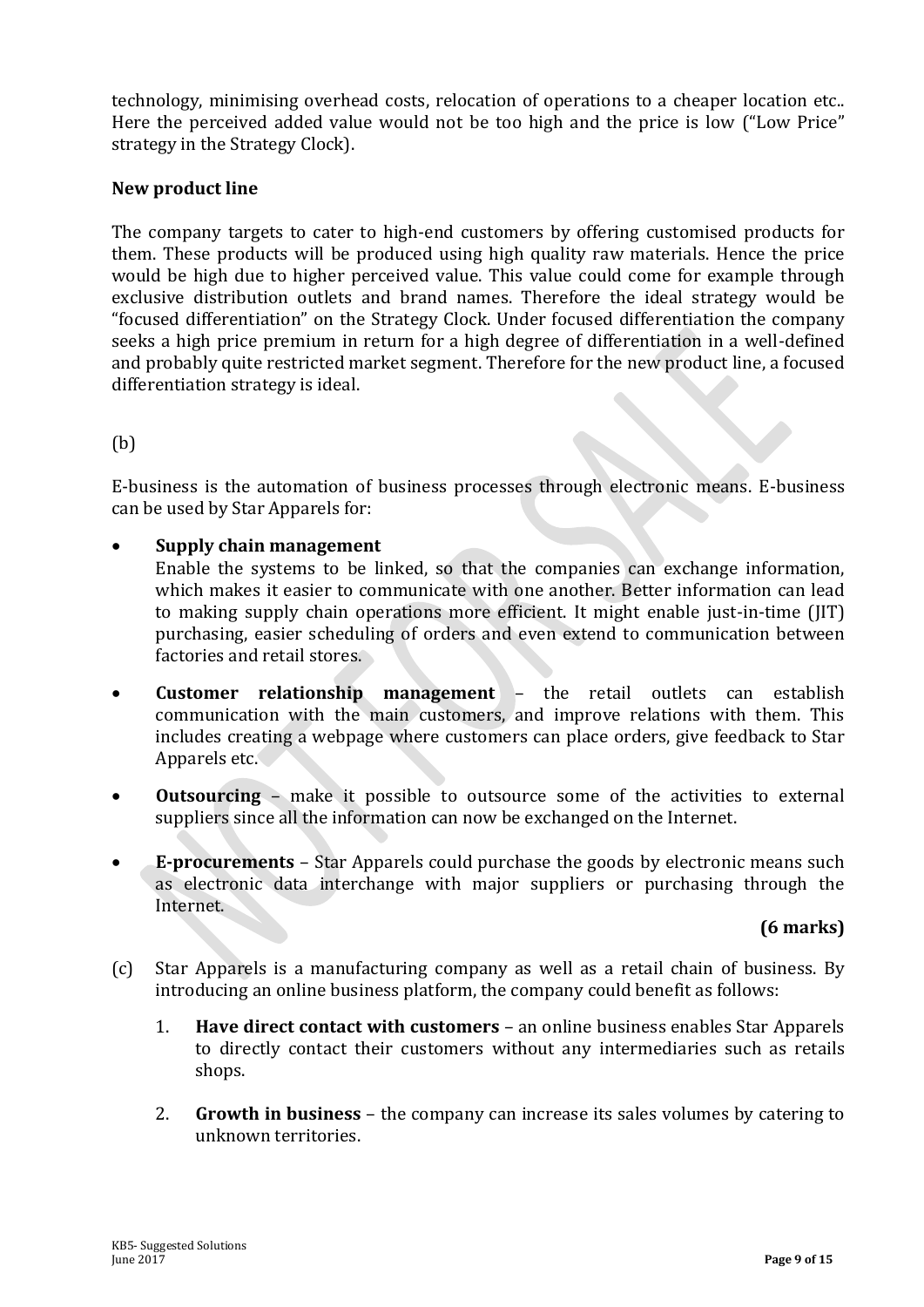technology, minimising overhead costs, relocation of operations to a cheaper location etc.. Here the perceived added value would not be too high and the price is low ("Low Price" strategy in the Strategy Clock).

**New product line**

The company targets to cater to high-end customers by offering customised products for them. These products will be produced using high quality raw materials. Hence the price would be high due to higher perceived value. This value could come for example through exclusive distribution outlets and brand names. Therefore the ideal strategy would be "focused differentiation" on the Strategy Clock. Under focused differentiation the company seeks a high price premium in return for a high degree of differentiation in a well-defined and probably quite restricted market segment. Therefore for the new product line, a focused differentiation strategy is ideal.

(b)

E-business is the automation of business processes through electronic means. E-business can be used by Star Apparels for:

- **Supply chain management**
  Enable the systems to be linked, so that the companies can exchange information, which makes it easier to communicate with one another. Better information can lead to making supply chain operations more efficient. It might enable just-in-time (JIT) purchasing, easier scheduling of orders and even extend to communication between factories and retail stores.

- **Customer relationship management** – the retail outlets can establish communication with the main customers, and improve relations with them. This includes creating a webpage where customers can place orders, give feedback to Star Apparels etc.

- **Outsourcing** – make it possible to outsource some of the activities to external suppliers since all the information can now be exchanged on the Internet.

- **E-procurements** – Star Apparels could purchase the goods by electronic means such as electronic data interchange with major suppliers or purchasing through the Internet.

**(6 marks)**

(c) Star Apparels is a manufacturing company as well as a retail chain of business. By introducing an online business platform, the company could benefit as follows:

1. **Have direct contact with customers** – an online business enables Star Apparels to directly contact their customers without any intermediaries such as retails shops.

2. **Growth in business** – the company can increase its sales volumes by catering to unknown territories.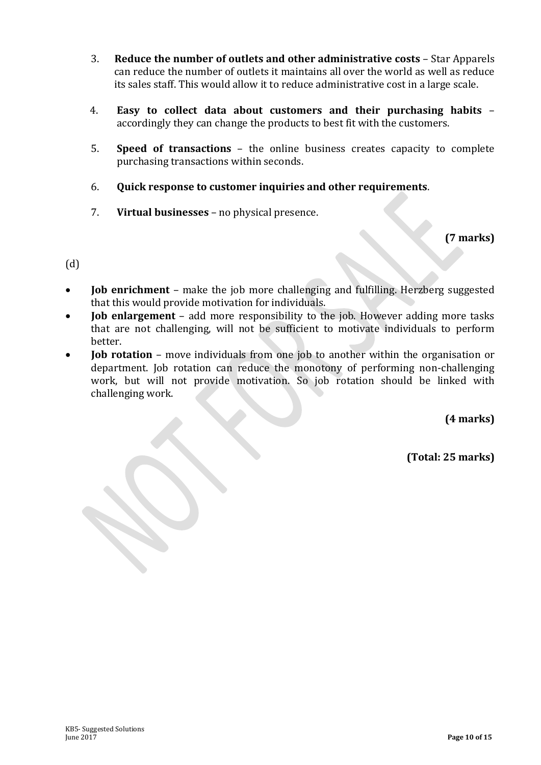3. **Reduce the number of outlets and other administrative costs** – Star Apparels can reduce the number of outlets it maintains all over the world as well as reduce its sales staff. This would allow it to reduce administrative cost in a large scale.

4. **Easy to collect data about customers and their purchasing habits** – accordingly they can change the products to best fit with the customers.

5. **Speed of transactions** – the online business creates capacity to complete purchasing transactions within seconds.

6. **Quick response to customer inquiries and other requirements**.

7. **Virtual businesses** – no physical presence.

**(7 marks)**

(d)

- **Job enrichment** – make the job more challenging and fulfilling. Herzberg suggested that this would provide motivation for individuals.
- **Job enlargement** – add more responsibility to the job. However adding more tasks that are not challenging, will not be sufficient to motivate individuals to perform better.
- **Job rotation** – move individuals from one job to another within the organisation or department. Job rotation can reduce the monotony of performing non-challenging work, but will not provide motivation. So job rotation should be linked with challenging work.

**(4 marks)**

**(Total: 25 marks)**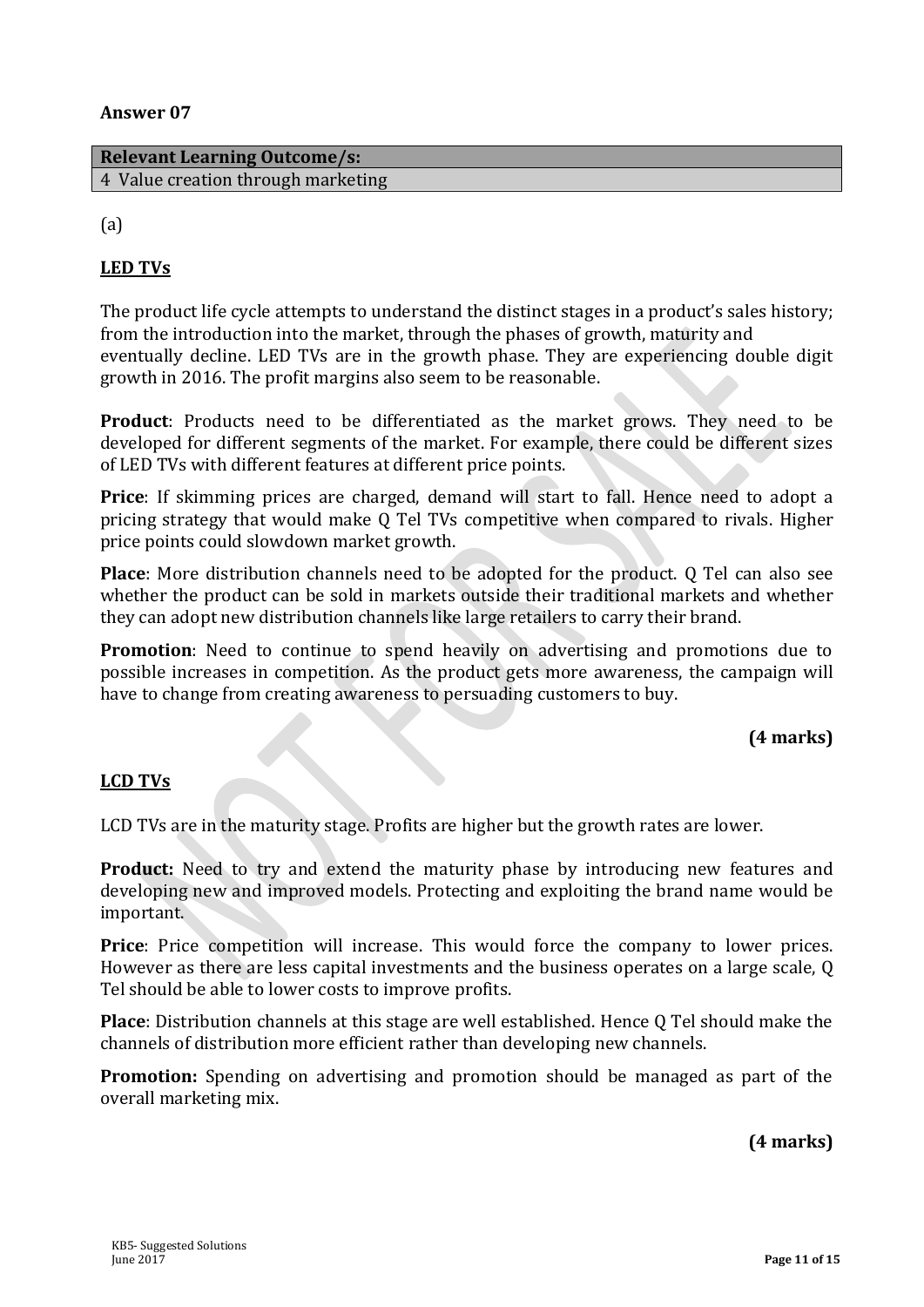**Answer 07**

| **Relevant Learning Outcome/s:** |
| --- |
| 4 Value creation through marketing |

(a)

**LED TVs**

The product life cycle attempts to understand the distinct stages in a product's sales history; from the introduction into the market, through the phases of growth, maturity and eventually decline. LED TVs are in the growth phase. They are experiencing double digit growth in 2016. The profit margins also seem to be reasonable.

**Product**: Products need to be differentiated as the market grows. They need to be developed for different segments of the market. For example, there could be different sizes of LED TVs with different features at different price points.

**Price**: If skimming prices are charged, demand will start to fall. Hence need to adopt a pricing strategy that would make Q Tel TVs competitive when compared to rivals. Higher price points could slowdown market growth.

**Place**: More distribution channels need to be adopted for the product. Q Tel can also see whether the product can be sold in markets outside their traditional markets and whether they can adopt new distribution channels like large retailers to carry their brand.

**Promotion**: Need to continue to spend heavily on advertising and promotions due to possible increases in competition. As the product gets more awareness, the campaign will have to change from creating awareness to persuading customers to buy.

**(4 marks)**

**LCD TVs**

LCD TVs are in the maturity stage. Profits are higher but the growth rates are lower.

**Product:** Need to try and extend the maturity phase by introducing new features and developing new and improved models. Protecting and exploiting the brand name would be important.

**Price**: Price competition will increase. This would force the company to lower prices. However as there are less capital investments and the business operates on a large scale, Q Tel should be able to lower costs to improve profits.

**Place**: Distribution channels at this stage are well established. Hence Q Tel should make the channels of distribution more efficient rather than developing new channels.

**Promotion:** Spending on advertising and promotion should be managed as part of the overall marketing mix.

**(4 marks)**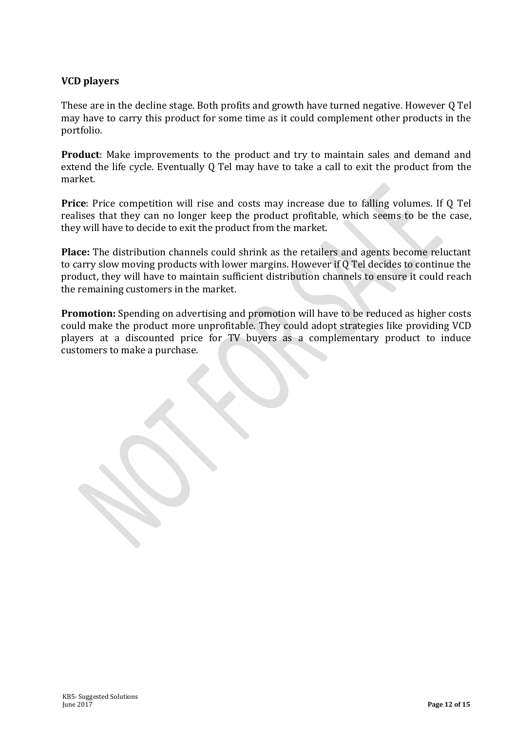**VCD players**

These are in the decline stage. Both profits and growth have turned negative. However Q Tel may have to carry this product for some time as it could complement other products in the portfolio.

**Product**: Make improvements to the product and try to maintain sales and demand and extend the life cycle. Eventually Q Tel may have to take a call to exit the product from the market.

**Price**: Price competition will rise and costs may increase due to falling volumes. If Q Tel realises that they can no longer keep the product profitable, which seems to be the case, they will have to decide to exit the product from the market.

**Place:** The distribution channels could shrink as the retailers and agents become reluctant to carry slow moving products with lower margins. However if Q Tel decides to continue the product, they will have to maintain sufficient distribution channels to ensure it could reach the remaining customers in the market.

**Promotion:** Spending on advertising and promotion will have to be reduced as higher costs could make the product more unprofitable. They could adopt strategies like providing VCD players at a discounted price for TV buyers as a complementary product to induce customers to make a purchase.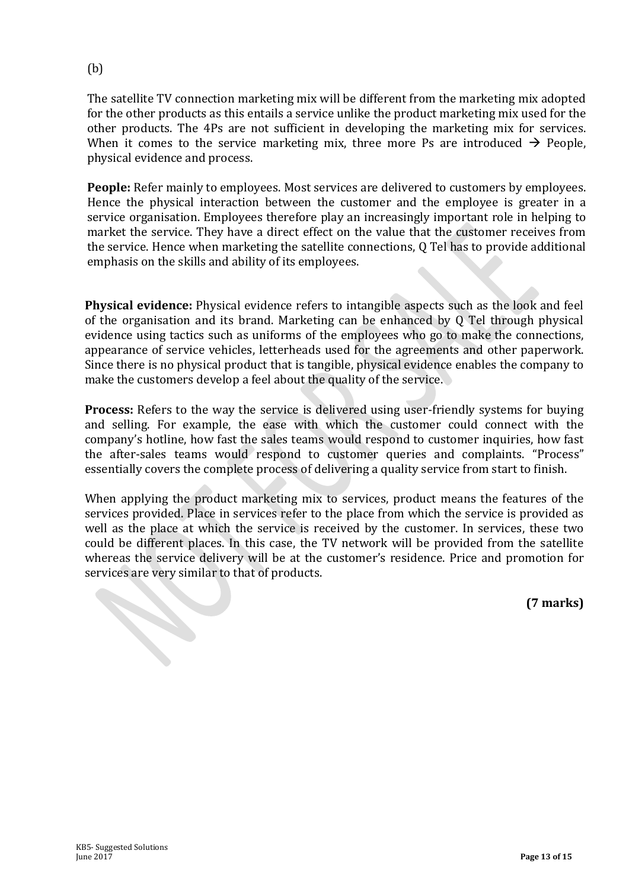(b)

The satellite TV connection marketing mix will be different from the marketing mix adopted for the other products as this entails a service unlike the product marketing mix used for the other products. The 4Ps are not sufficient in developing the marketing mix for services. When it comes to the service marketing mix, three more Ps are introduced → People, physical evidence and process.

**People:** Refer mainly to employees. Most services are delivered to customers by employees. Hence the physical interaction between the customer and the employee is greater in a service organisation. Employees therefore play an increasingly important role in helping to market the service. They have a direct effect on the value that the customer receives from the service. Hence when marketing the satellite connections, Q Tel has to provide additional emphasis on the skills and ability of its employees.

**Physical evidence:** Physical evidence refers to intangible aspects such as the look and feel of the organisation and its brand. Marketing can be enhanced by Q Tel through physical evidence using tactics such as uniforms of the employees who go to make the connections, appearance of service vehicles, letterheads used for the agreements and other paperwork. Since there is no physical product that is tangible, physical evidence enables the company to make the customers develop a feel about the quality of the service.

**Process:** Refers to the way the service is delivered using user-friendly systems for buying and selling. For example, the ease with which the customer could connect with the company's hotline, how fast the sales teams would respond to customer inquiries, how fast the after-sales teams would respond to customer queries and complaints. "Process" essentially covers the complete process of delivering a quality service from start to finish.

When applying the product marketing mix to services, product means the features of the services provided. Place in services refer to the place from which the service is provided as well as the place at which the service is received by the customer. In services, these two could be different places. In this case, the TV network will be provided from the satellite whereas the service delivery will be at the customer's residence. Price and promotion for services are very similar to that of products.

**(7 marks)**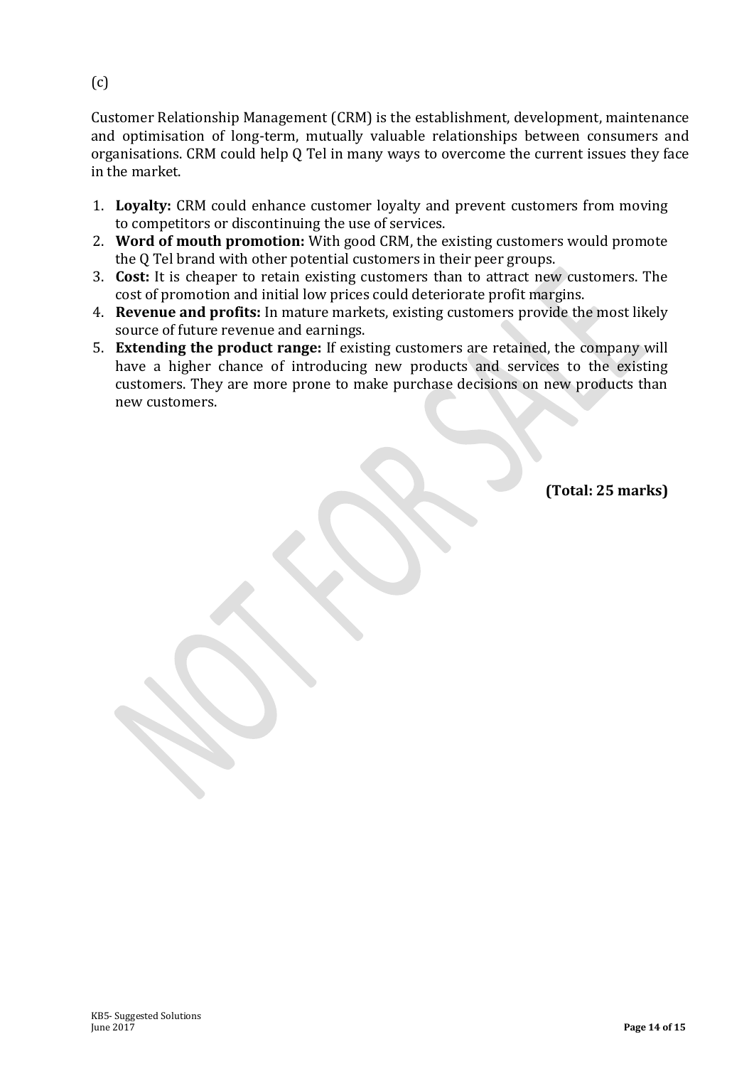(c)

Customer Relationship Management (CRM) is the establishment, development, maintenance and optimisation of long-term, mutually valuable relationships between consumers and organisations. CRM could help Q Tel in many ways to overcome the current issues they face in the market.

1. **Loyalty:** CRM could enhance customer loyalty and prevent customers from moving to competitors or discontinuing the use of services.
2. **Word of mouth promotion:** With good CRM, the existing customers would promote the Q Tel brand with other potential customers in their peer groups.
3. **Cost:** It is cheaper to retain existing customers than to attract new customers. The cost of promotion and initial low prices could deteriorate profit margins.
4. **Revenue and profits:** In mature markets, existing customers provide the most likely source of future revenue and earnings.
5. **Extending the product range:** If existing customers are retained, the company will have a higher chance of introducing new products and services to the existing customers. They are more prone to make purchase decisions on new products than new customers.

**(Total: 25 marks)**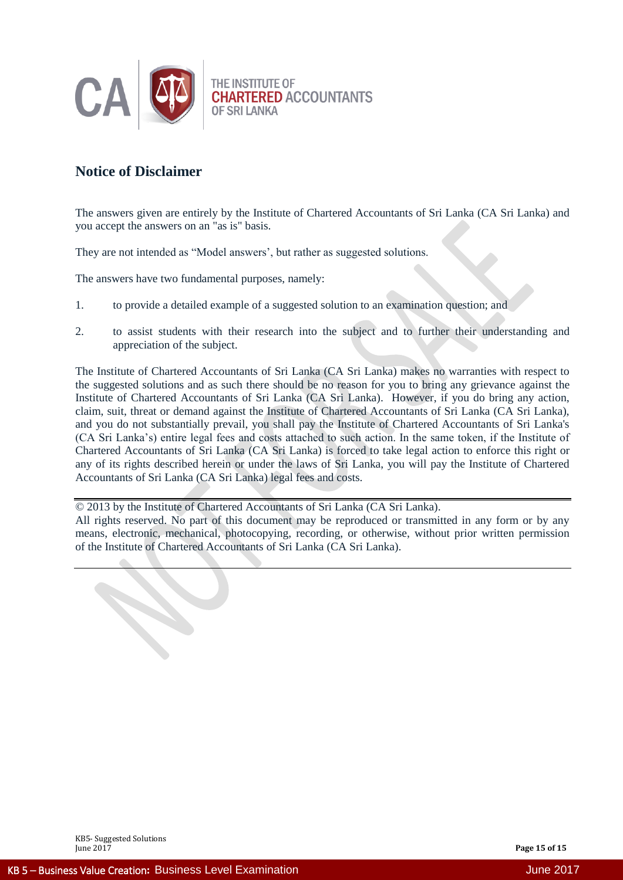## Notice of Disclaimer

The answers given are entirely by the Institute of Chartered Accountants of Sri Lanka (CA Sri Lanka) and you accept the answers on an "as is" basis.

They are not intended as "Model answers', but rather as suggested solutions.

The answers have two fundamental purposes, namely:

1. to provide a detailed example of a suggested solution to an examination question; and
2. to assist students with their research into the subject and to further their understanding and appreciation of the subject.

The Institute of Chartered Accountants of Sri Lanka (CA Sri Lanka) makes no warranties with respect to the suggested solutions and as such there should be no reason for you to bring any grievance against the Institute of Chartered Accountants of Sri Lanka (CA Sri Lanka). However, if you do bring any action, claim, suit, threat or demand against the Institute of Chartered Accountants of Sri Lanka (CA Sri Lanka), and you do not substantially prevail, you shall pay the Institute of Chartered Accountants of Sri Lanka's (CA Sri Lanka's) entire legal fees and costs attached to such action. In the same token, if the Institute of Chartered Accountants of Sri Lanka (CA Sri Lanka) is forced to take legal action to enforce this right or any of its rights described herein or under the laws of Sri Lanka, you will pay the Institute of Chartered Accountants of Sri Lanka (CA Sri Lanka) legal fees and costs.

© 2013 by the Institute of Chartered Accountants of Sri Lanka (CA Sri Lanka).
All rights reserved. No part of this document may be reproduced or transmitted in any form or by any means, electronic, mechanical, photocopying, recording, or otherwise, without prior written permission of the Institute of Chartered Accountants of Sri Lanka (CA Sri Lanka).